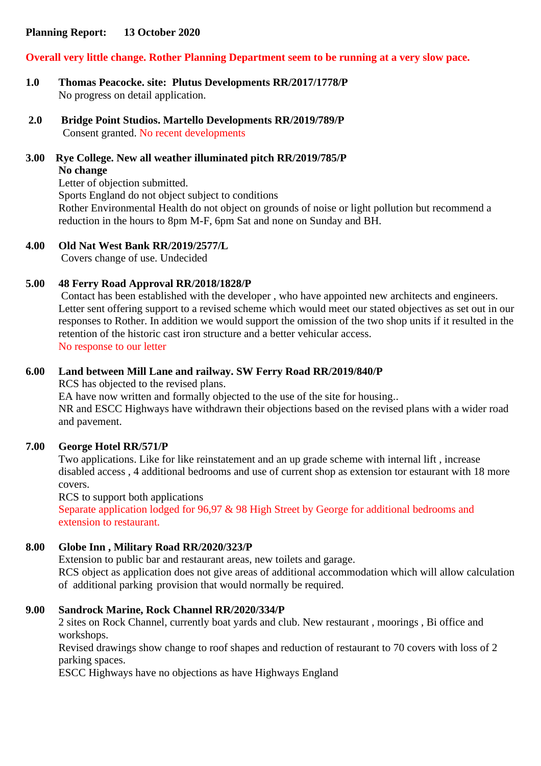**Planning Report: 13 October 2020**

**Overall very little change. Rother Planning Department seem to be running at a very slow pace.**

**1.0 Thomas Peacocke. site: Plutus Developments RR/2017/1778/P**

No progress on detail application.

**2.0 Bridge Point Studios. Martello Developments RR/2019/789/P**

Consent granted. No recent developments

**3.00 Rye College. New all weather illuminated pitch RR/2019/785/P**

**No change**

Letter of objection submitted.

Sports England do not object subject to conditions

Rother Environmental Health do not object on grounds of noise or light pollution but recommend a reduction in the hours to 8pm M-F, 6pm Sat and none on Sunday and BH.

**4.00 Old Nat West Bank RR/2019/2577/L**

Covers change of use. Undecided

**5.00 48 Ferry Road Approval RR/2018/1828/P**

Contact has been established with the developer , who have appointed new architects and engineers. Letter sent offering support to a revised scheme which would meet our stated objectives as set out in our responses to Rother. In addition we would support the omission of the two shop units if it resulted in the retention of the historic cast iron structure and a better vehicular access.

No response to our letter

**6.00 Land between Mill Lane and railway. SW Ferry Road RR/2019/840/P**

RCS has objected to the revised plans.

EA have now written and formally objected to the use of the site for housing..

NR and ESCC Highways have withdrawn their objections based on the revised plans with a wider road and pavement.

**7.00 George Hotel RR/571/P**

Two applications. Like for like reinstatement and an up grade scheme with internal lift , increase disabled access , 4 additional bedrooms and use of current shop as extension tor estaurant with 18 more covers.

RCS to support both applications

Separate application lodged for 96,97 & 98 High Street by George for additional bedrooms and extension to restaurant.

**8.00 Globe Inn , Military Road RR/2020/323/P**

Extension to public bar and restaurant areas, new toilets and garage.

RCS object as application does not give areas of additional accommodation which will allow calculation of additional parking provision that would normally be required.

**9.00 Sandrock Marine, Rock Channel RR/2020/334/P**

2 sites on Rock Channel, currently boat yards and club. New restaurant , moorings , Bi office and workshops.

Revised drawings show change to roof shapes and reduction of restaurant to 70 covers with loss of 2 parking spaces.

ESCC Highways have no objections as have Highways England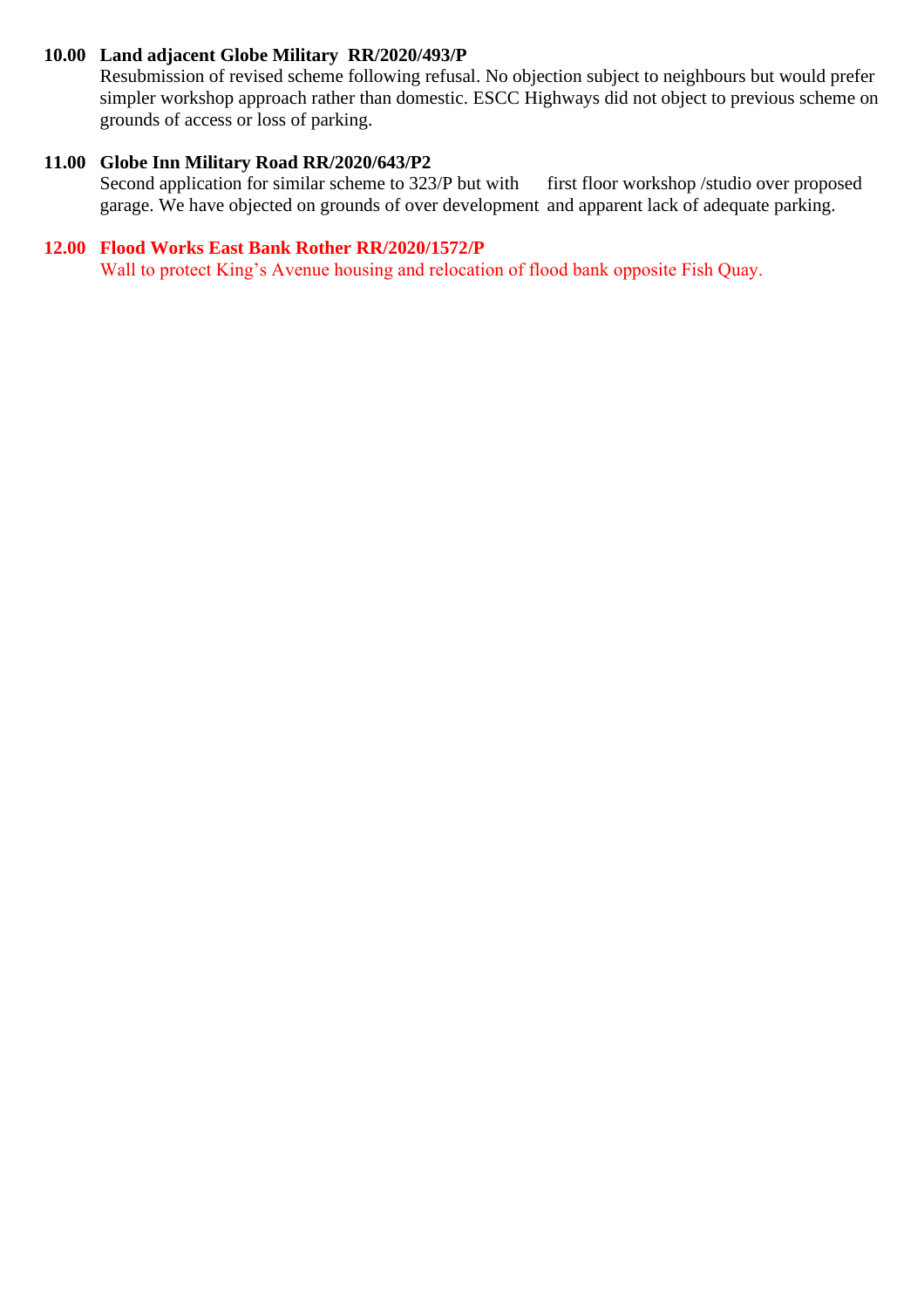**10.00 Land adjacent Globe Military RR/2020/493/P**

Resubmission of revised scheme following refusal. No objection subject to neighbours but would prefer simpler workshop approach rather than domestic. ESCC Highways did not object to previous scheme on grounds of access or loss of parking.

**11.00 Globe Inn Military Road RR/2020/643/P2**

Second application for similar scheme to 323/P but with first floor workshop /studio over proposed garage. We have objected on grounds of over development and apparent lack of adequate parking.

**12.00 Flood Works East Bank Rother RR/2020/1572/P**

Wall to protect King's Avenue housing and relocation of flood bank opposite Fish Quay.